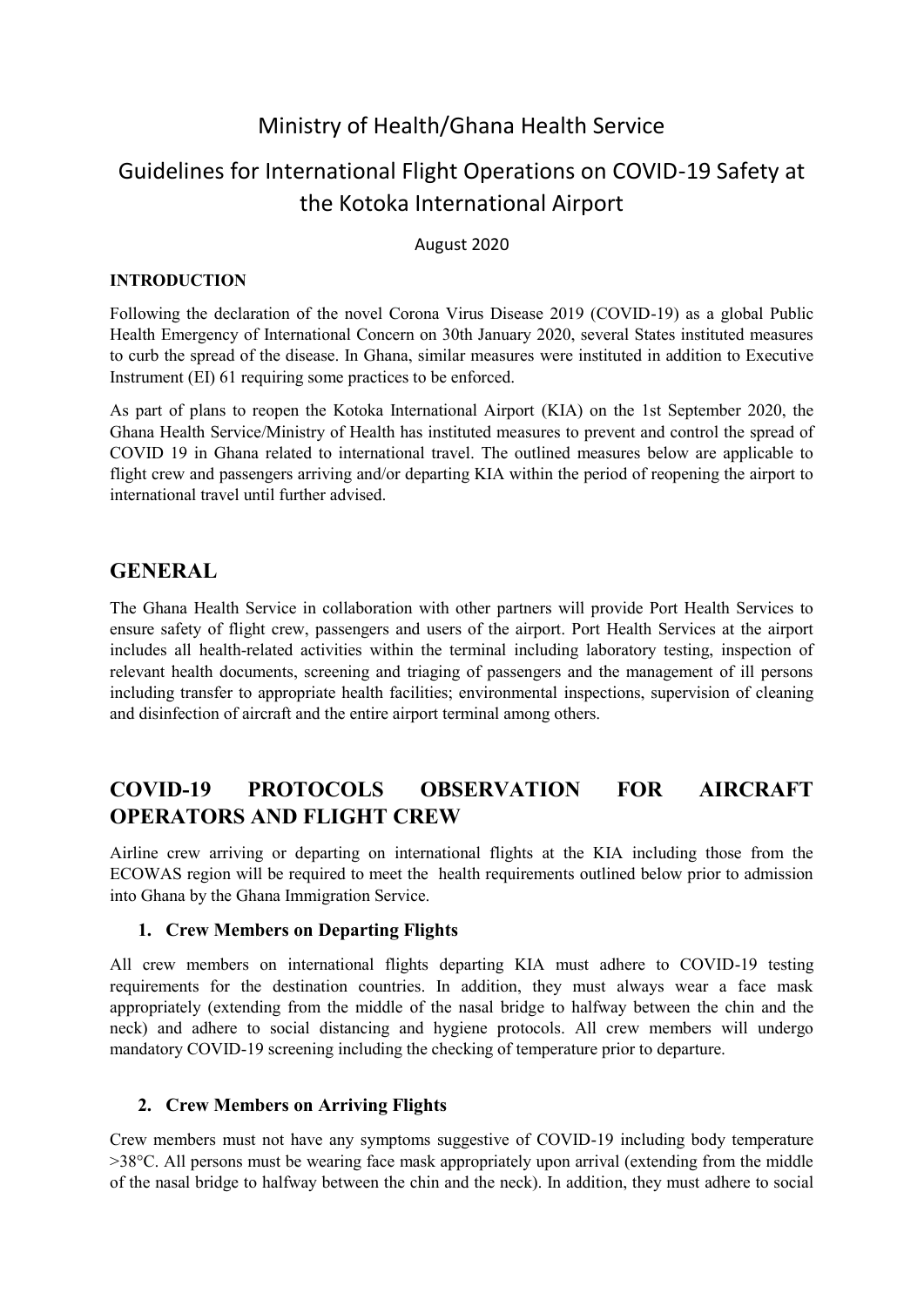# Ministry of Health/Ghana Health Service

# Guidelines for International Flight Operations on COVID-19 Safety at the Kotoka International Airport

August 2020

**INTRODUCTION**

Following the declaration of the novel Corona Virus Disease 2019 (COVID-19) as a global Public Health Emergency of International Concern on 30th January 2020, several States instituted measures to curb the spread of the disease. In Ghana, similar measures were instituted in addition to Executive Instrument (EI) 61 requiring some practices to be enforced.

As part of plans to reopen the Kotoka International Airport (KIA) on the 1st September 2020, the Ghana Health Service/Ministry of Health has instituted measures to prevent and control the spread of COVID 19 in Ghana related to international travel. The outlined measures below are applicable to flight crew and passengers arriving and/or departing KIA within the period of reopening the airport to international travel until further advised.

## GENERAL

The Ghana Health Service in collaboration with other partners will provide Port Health Services to ensure safety of flight crew, passengers and users of the airport. Port Health Services at the airport includes all health-related activities within the terminal including laboratory testing, inspection of relevant health documents, screening and triaging of passengers and the management of ill persons including transfer to appropriate health facilities; environmental inspections, supervision of cleaning and disinfection of aircraft and the entire airport terminal among others.

## COVID-19 PROTOCOLS OBSERVATION FOR AIRCRAFT OPERATORS AND FLIGHT CREW

Airline crew arriving or departing on international flights at the KIA including those from the ECOWAS region will be required to meet the health requirements outlined below prior to admission into Ghana by the Ghana Immigration Service.

### 1. Crew Members on Departing Flights

All crew members on international flights departing KIA must adhere to COVID-19 testing requirements for the destination countries. In addition, they must always wear a face mask appropriately (extending from the middle of the nasal bridge to halfway between the chin and the neck) and adhere to social distancing and hygiene protocols. All crew members will undergo mandatory COVID-19 screening including the checking of temperature prior to departure.

### 2. Crew Members on Arriving Flights

Crew members must not have any symptoms suggestive of COVID-19 including body temperature >38°C. All persons must be wearing face mask appropriately upon arrival (extending from the middle of the nasal bridge to halfway between the chin and the neck). In addition, they must adhere to social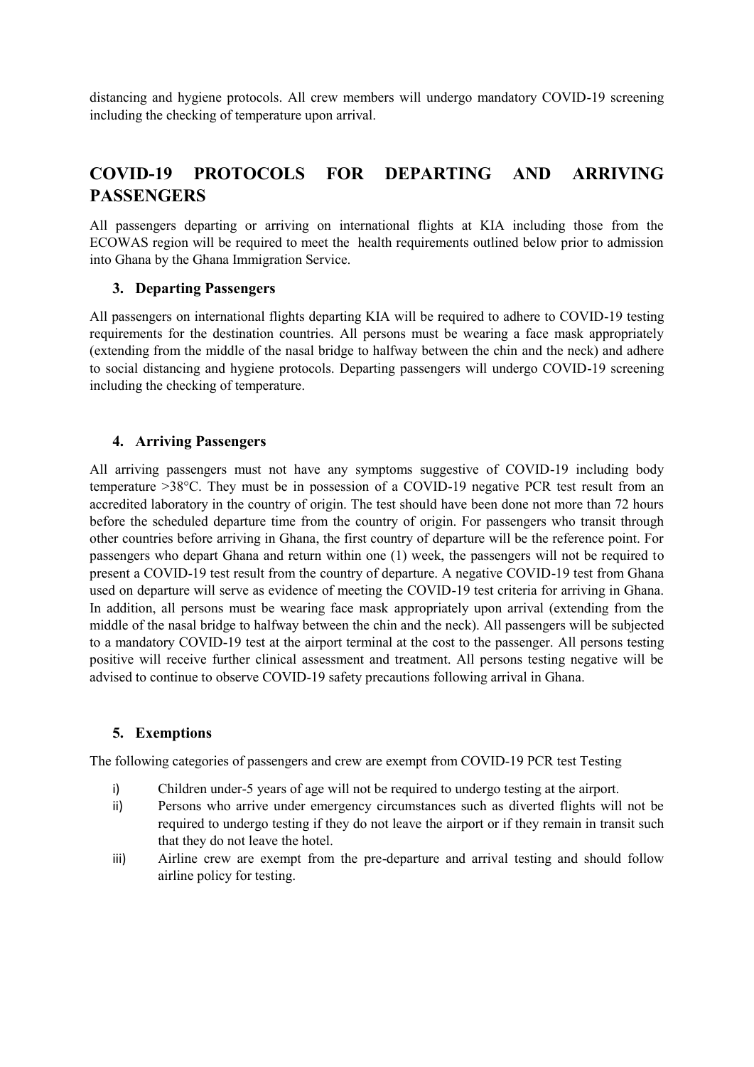distancing and hygiene protocols. All crew members will undergo mandatory COVID-19 screening including the checking of temperature upon arrival.

## COVID-19 PROTOCOLS FOR DEPARTING AND ARRIVING PASSENGERS

All passengers departing or arriving on international flights at KIA including those from the ECOWAS region will be required to meet the health requirements outlined below prior to admission into Ghana by the Ghana Immigration Service.

### 3. Departing Passengers

All passengers on international flights departing KIA will be required to adhere to COVID-19 testing requirements for the destination countries. All persons must be wearing a face mask appropriately (extending from the middle of the nasal bridge to halfway between the chin and the neck) and adhere to social distancing and hygiene protocols. Departing passengers will undergo COVID-19 screening including the checking of temperature.

### 4. Arriving Passengers

All arriving passengers must not have any symptoms suggestive of COVID-19 including body temperature >38°C. They must be in possession of a COVID-19 negative PCR test result from an accredited laboratory in the country of origin. The test should have been done not more than 72 hours before the scheduled departure time from the country of origin. For passengers who transit through other countries before arriving in Ghana, the first country of departure will be the reference point. For passengers who depart Ghana and return within one (1) week, the passengers will not be required to present a COVID-19 test result from the country of departure. A negative COVID-19 test from Ghana used on departure will serve as evidence of meeting the COVID-19 test criteria for arriving in Ghana. In addition, all persons must be wearing face mask appropriately upon arrival (extending from the middle of the nasal bridge to halfway between the chin and the neck). All passengers will be subjected to a mandatory COVID-19 test at the airport terminal at the cost to the passenger. All persons testing positive will receive further clinical assessment and treatment. All persons testing negative will be advised to continue to observe COVID-19 safety precautions following arrival in Ghana.

### 5. Exemptions

The following categories of passengers and crew are exempt from COVID-19 PCR test Testing

i) Children under-5 years of age will not be required to undergo testing at the airport.

ii) Persons who arrive under emergency circumstances such as diverted flights will not be required to undergo testing if they do not leave the airport or if they remain in transit such that they do not leave the hotel.

iii) Airline crew are exempt from the pre-departure and arrival testing and should follow airline policy for testing.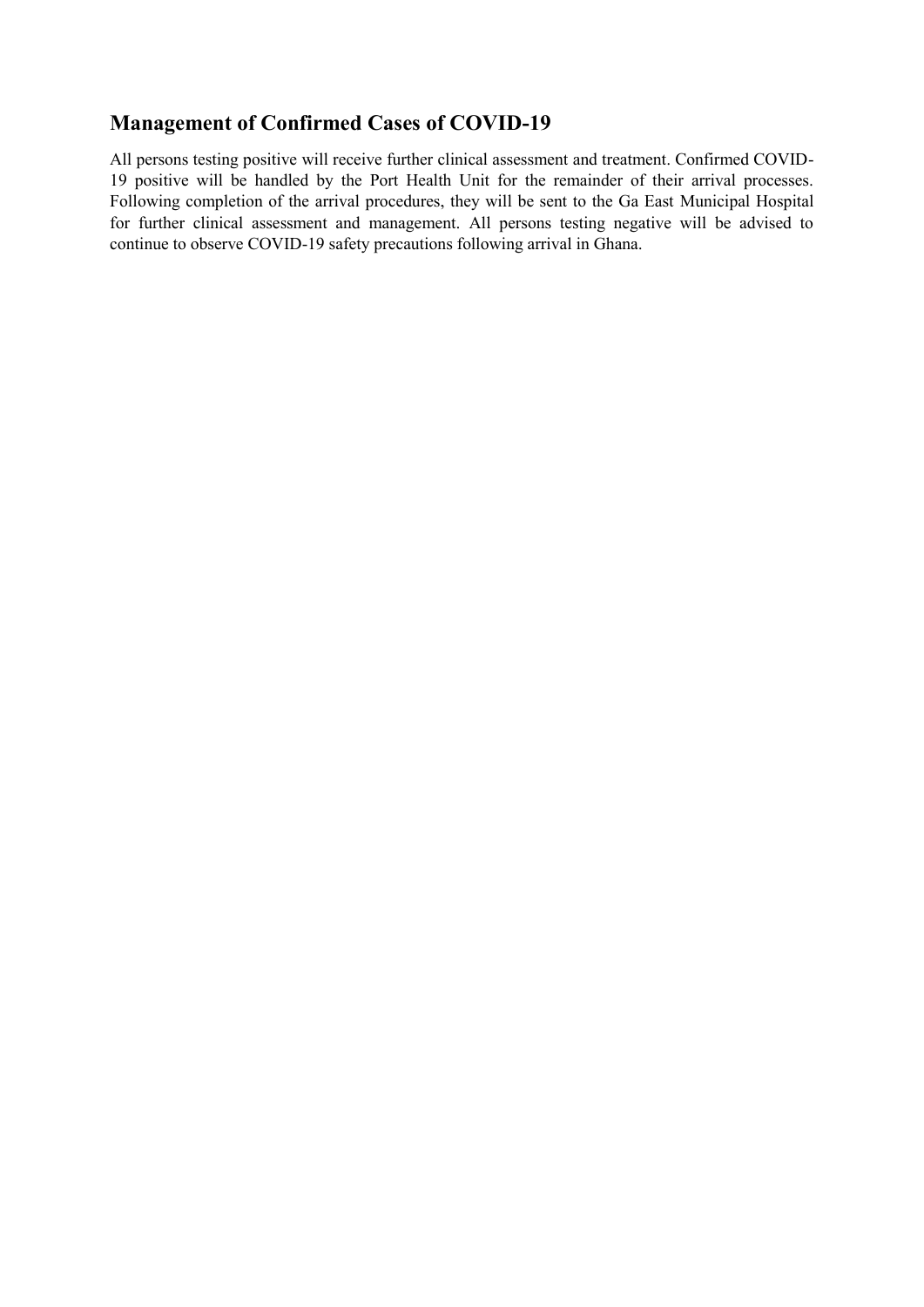## Management of Confirmed Cases of COVID-19

All persons testing positive will receive further clinical assessment and treatment. Confirmed COVID-19 positive will be handled by the Port Health Unit for the remainder of their arrival processes. Following completion of the arrival procedures, they will be sent to the Ga East Municipal Hospital for further clinical assessment and management. All persons testing negative will be advised to continue to observe COVID-19 safety precautions following arrival in Ghana.